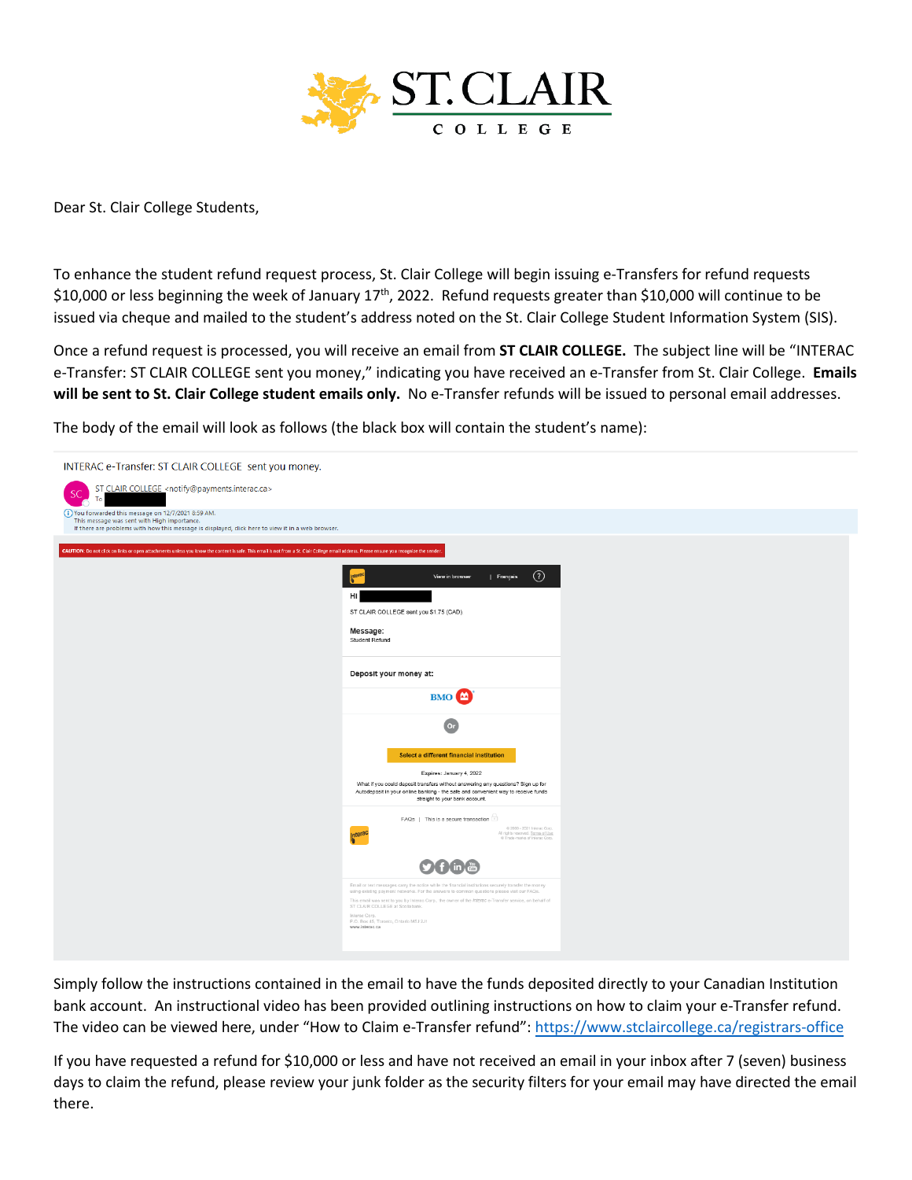ST. CLAIR COLLEGE

Dear St. Clair College Students,

To enhance the student refund request process, St. Clair College will begin issuing e-Transfers for refund requests $10,000 or less beginning the week of January 17th, 2022. Refund requests greater than $10,000 will continue to be issued via cheque and mailed to the student's address noted on the St. Clair College Student Information System (SIS).

Once a refund request is processed, you will receive an email from **ST CLAIR COLLEGE.** The subject line will be "INTERAC e-Transfer: ST CLAIR COLLEGE sent you money," indicating you have received an e-Transfer from St. Clair College. **Emails will be sent to St. Clair College student emails only.** No e-Transfer refunds will be issued to personal email addresses.

The body of the email will look as follows (the black box will contain the student's name):

INTERAC e-Transfer: ST CLAIR COLLEGE sent you money.

ST CLAIR COLLEGE <notify@payments.interac.ca>

To

You forwarded this message on 12/7/2021 8:59 AM.
This message was sent with High importance.
If there are problems with how this message is displayed, click here to view it in a web browser.

CAUTION: Do not click on links or open attachments unless you know the content is safe. This email is not from a St. Clair College email address. Please ensure you recognize the sender.

View in browser | Français

Hi

ST CLAIR COLLEGE sent you $1.75 (CAD).

Message:
Student Refund

Deposit your money at:

BMO

Or

Select a different financial institution

Expires: January 4, 2022

What if you could deposit transfers without answering any questions? Sign up for Autodeposit in your online banking - the safe and convenient way to receive funds straight to your bank account.

FAQs | This is a secure transaction

Simply follow the instructions contained in the email to have the funds deposited directly to your Canadian Institution bank account. An instructional video has been provided outlining instructions on how to claim your e-Transfer refund. The video can be viewed here, under "How to Claim e-Transfer refund": https://www.stclaircollege.ca/registrars-office

If you have requested a refund for $10,000 or less and have not received an email in your inbox after 7 (seven) business days to claim the refund, please review your junk folder as the security filters for your email may have directed the email there.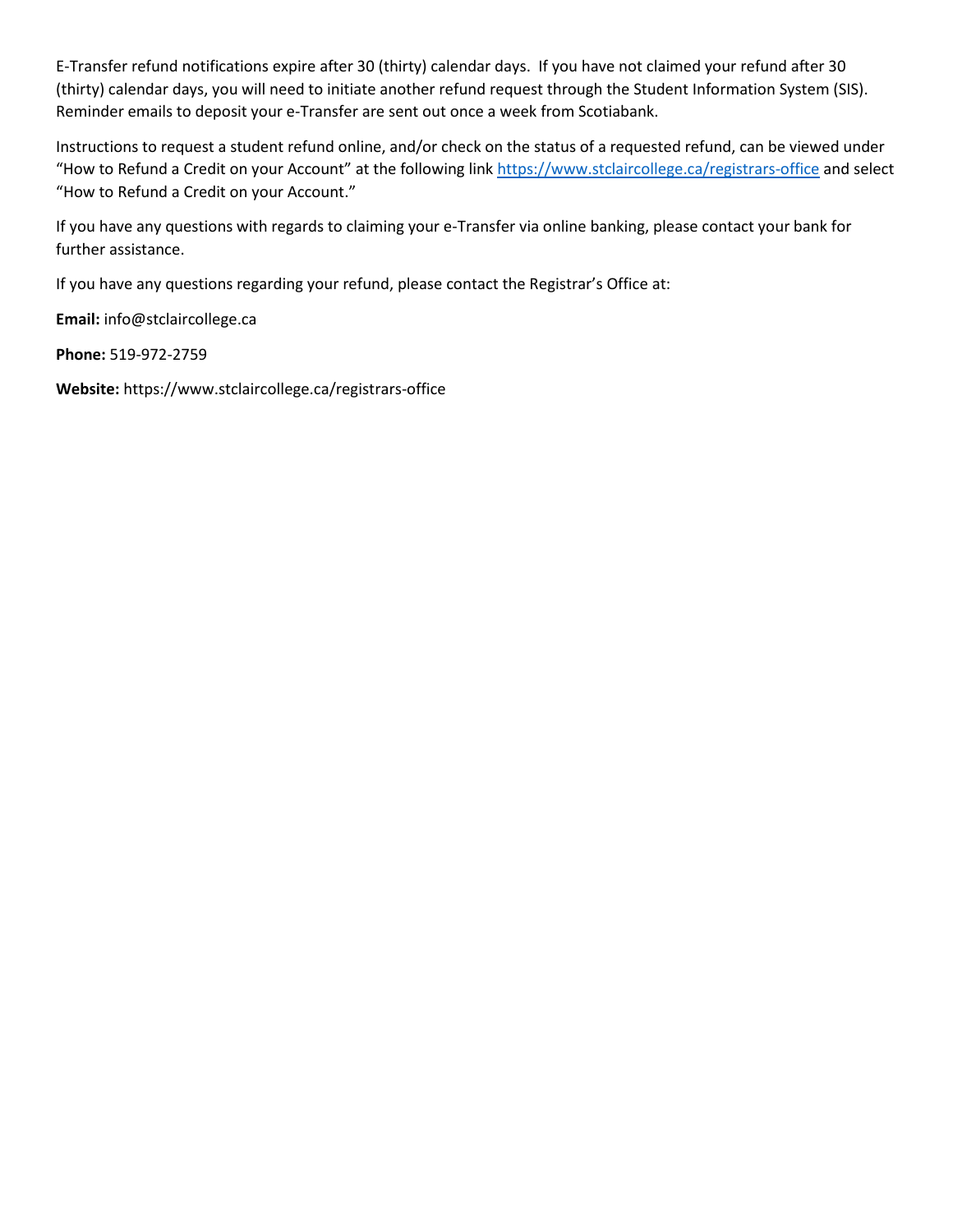E-Transfer refund notifications expire after 30 (thirty) calendar days. If you have not claimed your refund after 30 (thirty) calendar days, you will need to initiate another refund request through the Student Information System (SIS). Reminder emails to deposit your e-Transfer are sent out once a week from Scotiabank.

Instructions to request a student refund online, and/or check on the status of a requested refund, can be viewed under "How to Refund a Credit on your Account" at the following link [https://www.stclaircollege.ca/registrars-office](https://www.stclaircollege.ca/registrars-office) and select "How to Refund a Credit on your Account."

If you have any questions with regards to claiming your e-Transfer via online banking, please contact your bank for further assistance.

If you have any questions regarding your refund, please contact the Registrar's Office at:

**Email:** info@stclaircollege.ca

**Phone:** 519-972-2759

**Website:** https://www.stclaircollege.ca/registrars-office